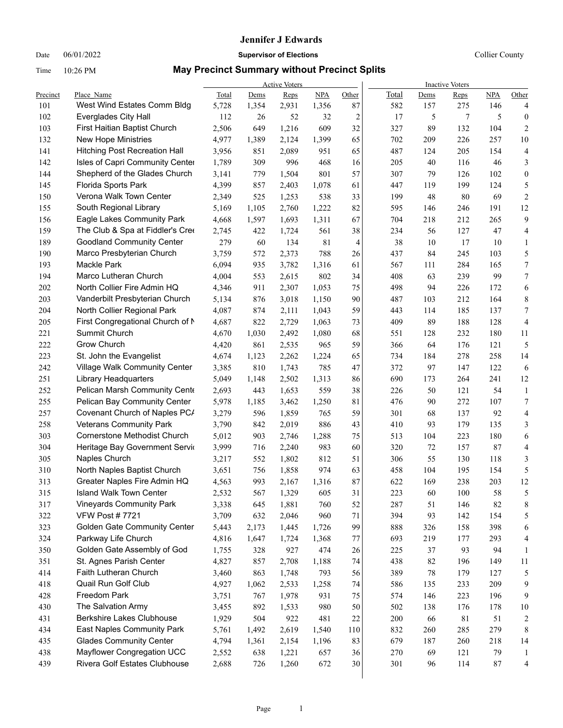# Jennifer J Edwards

Date 06/01/2022 **Supervisor of Elections** Collier County

Time 10:26 PM

## May Precinct Summary without Precinct Splits

| | | Active Voters | | | | | Inactive Voters | | | | |
|---|---|---|---|---|---|---|---|---|---|---|---|
| Precinct | Place_Name | Total | Dems | Reps | NPA | Other | Total | Dems | Reps | NPA | Other |
| 101 | West Wind Estates Comm Bldg | 5,728 | 1,354 | 2,931 | 1,356 | 87 | 582 | 157 | 275 | 146 | 4 |
| 102 | Everglades City Hall | 112 | 26 | 52 | 32 | 2 | 17 | 5 | 7 | 5 | 0 |
| 103 | First Haitian Baptist Church | 2,506 | 649 | 1,216 | 609 | 32 | 327 | 89 | 132 | 104 | 2 |
| 132 | New Hope Ministries | 4,977 | 1,389 | 2,124 | 1,399 | 65 | 702 | 209 | 226 | 257 | 10 |
| 141 | Hitching Post Recreation Hall | 3,956 | 851 | 2,089 | 951 | 65 | 487 | 124 | 205 | 154 | 4 |
| 142 | Isles of Capri Community Center | 1,789 | 309 | 996 | 468 | 16 | 205 | 40 | 116 | 46 | 3 |
| 144 | Shepherd of the Glades Church | 3,141 | 779 | 1,504 | 801 | 57 | 307 | 79 | 126 | 102 | 0 |
| 145 | Florida Sports Park | 4,399 | 857 | 2,403 | 1,078 | 61 | 447 | 119 | 199 | 124 | 5 |
| 150 | Verona Walk Town Center | 2,349 | 525 | 1,253 | 538 | 33 | 199 | 48 | 80 | 69 | 2 |
| 155 | South Regional Library | 5,169 | 1,105 | 2,760 | 1,222 | 82 | 595 | 146 | 246 | 191 | 12 |
| 156 | Eagle Lakes Community Park | 4,668 | 1,597 | 1,693 | 1,311 | 67 | 704 | 218 | 212 | 265 | 9 |
| 159 | The Club & Spa at Fiddler's Cree | 2,745 | 422 | 1,724 | 561 | 38 | 234 | 56 | 127 | 47 | 4 |
| 189 | Goodland Community Center | 279 | 60 | 134 | 81 | 4 | 38 | 10 | 17 | 10 | 1 |
| 190 | Marco Presbyterian Church | 3,759 | 572 | 2,373 | 788 | 26 | 437 | 84 | 245 | 103 | 5 |
| 193 | Mackle Park | 6,094 | 935 | 3,782 | 1,316 | 61 | 567 | 111 | 284 | 165 | 7 |
| 194 | Marco Lutheran Church | 4,004 | 553 | 2,615 | 802 | 34 | 408 | 63 | 239 | 99 | 7 |
| 202 | North Collier Fire Admin HQ | 4,346 | 911 | 2,307 | 1,053 | 75 | 498 | 94 | 226 | 172 | 6 |
| 203 | Vanderbilt Presbyterian Church | 5,134 | 876 | 3,018 | 1,150 | 90 | 487 | 103 | 212 | 164 | 8 |
| 204 | North Collier Regional Park | 4,087 | 874 | 2,111 | 1,043 | 59 | 443 | 114 | 185 | 137 | 7 |
| 205 | First Congregational Church of N | 4,687 | 822 | 2,729 | 1,063 | 73 | 409 | 89 | 188 | 128 | 4 |
| 221 | Summit Church | 4,670 | 1,030 | 2,492 | 1,080 | 68 | 551 | 128 | 232 | 180 | 11 |
| 222 | Grow Church | 4,420 | 861 | 2,535 | 965 | 59 | 366 | 64 | 176 | 121 | 5 |
| 223 | St. John the Evangelist | 4,674 | 1,123 | 2,262 | 1,224 | 65 | 734 | 184 | 278 | 258 | 14 |
| 242 | Village Walk Community Center | 3,385 | 810 | 1,743 | 785 | 47 | 372 | 97 | 147 | 122 | 6 |
| 251 | Library Headquarters | 5,049 | 1,148 | 2,502 | 1,313 | 86 | 690 | 173 | 264 | 241 | 12 |
| 252 | Pelican Marsh Community Cente | 2,693 | 443 | 1,653 | 559 | 38 | 226 | 50 | 121 | 54 | 1 |
| 255 | Pelican Bay Community Center | 5,978 | 1,185 | 3,462 | 1,250 | 81 | 476 | 90 | 272 | 107 | 7 |
| 257 | Covenant Church of Naples PCA | 3,279 | 596 | 1,859 | 765 | 59 | 301 | 68 | 137 | 92 | 4 |
| 258 | Veterans Community Park | 3,790 | 842 | 2,019 | 886 | 43 | 410 | 93 | 179 | 135 | 3 |
| 303 | Cornerstone Methodist Church | 5,012 | 903 | 2,746 | 1,288 | 75 | 513 | 104 | 223 | 180 | 6 |
| 304 | Heritage Bay Government Servic | 3,999 | 716 | 2,240 | 983 | 60 | 320 | 72 | 157 | 87 | 4 |
| 305 | Naples Church | 3,217 | 552 | 1,802 | 812 | 51 | 306 | 55 | 130 | 118 | 3 |
| 310 | North Naples Baptist Church | 3,651 | 756 | 1,858 | 974 | 63 | 458 | 104 | 195 | 154 | 5 |
| 313 | Greater Naples Fire Admin HQ | 4,563 | 993 | 2,167 | 1,316 | 87 | 622 | 169 | 238 | 203 | 12 |
| 315 | Island Walk Town Center | 2,532 | 567 | 1,329 | 605 | 31 | 223 | 60 | 100 | 58 | 5 |
| 317 | Vineyards Community Park | 3,338 | 645 | 1,881 | 760 | 52 | 287 | 51 | 146 | 82 | 8 |
| 322 | VFW Post # 7721 | 3,709 | 632 | 2,046 | 960 | 71 | 394 | 93 | 142 | 154 | 5 |
| 323 | Golden Gate Community Center | 5,443 | 2,173 | 1,445 | 1,726 | 99 | 888 | 326 | 158 | 398 | 6 |
| 324 | Parkway Life Church | 4,816 | 1,647 | 1,724 | 1,368 | 77 | 693 | 219 | 177 | 293 | 4 |
| 350 | Golden Gate Assembly of God | 1,755 | 328 | 927 | 474 | 26 | 225 | 37 | 93 | 94 | 1 |
| 351 | St. Agnes Parish Center | 4,827 | 857 | 2,708 | 1,188 | 74 | 438 | 82 | 196 | 149 | 11 |
| 414 | Faith Lutheran Church | 3,460 | 863 | 1,748 | 793 | 56 | 389 | 78 | 179 | 127 | 5 |
| 418 | Quail Run Golf Club | 4,927 | 1,062 | 2,533 | 1,258 | 74 | 586 | 135 | 233 | 209 | 9 |
| 428 | Freedom Park | 3,751 | 767 | 1,978 | 931 | 75 | 574 | 146 | 223 | 196 | 9 |
| 430 | The Salvation Army | 3,455 | 892 | 1,533 | 980 | 50 | 502 | 138 | 176 | 178 | 10 |
| 431 | Berkshire Lakes Clubhouse | 1,929 | 504 | 922 | 481 | 22 | 200 | 66 | 81 | 51 | 2 |
| 434 | East Naples Community Park | 5,761 | 1,492 | 2,619 | 1,540 | 110 | 832 | 260 | 285 | 279 | 8 |
| 435 | Glades Community Center | 4,794 | 1,361 | 2,154 | 1,196 | 83 | 679 | 187 | 260 | 218 | 14 |
| 438 | Mayflower Congregation UCC | 2,552 | 638 | 1,221 | 657 | 36 | 270 | 69 | 121 | 79 | 1 |
| 439 | Rivera Golf Estates Clubhouse | 2,688 | 726 | 1,260 | 672 | 30 | 301 | 96 | 114 | 87 | 4 |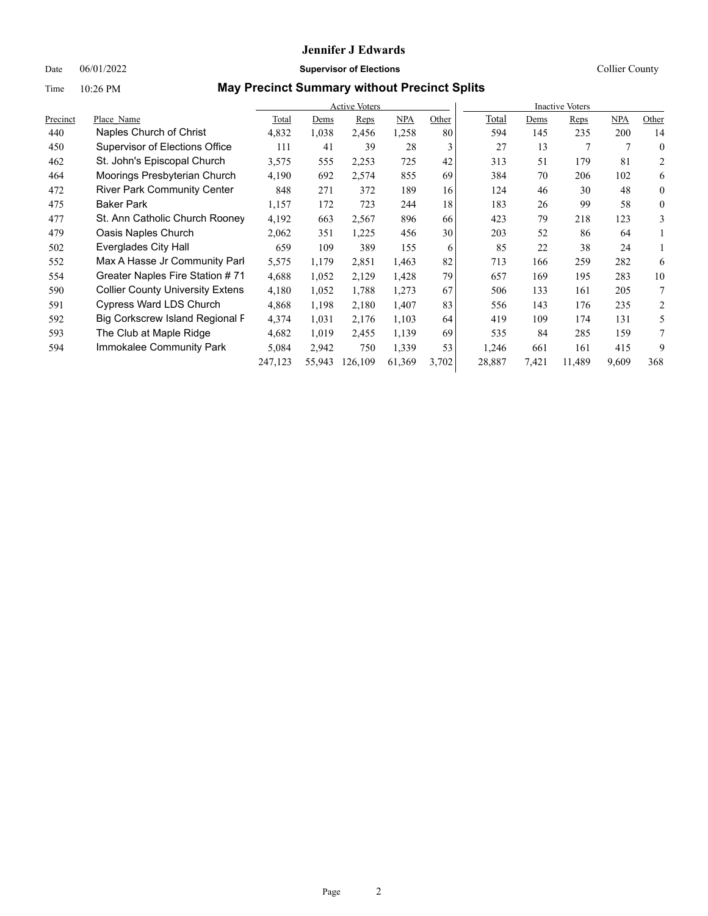# Jennifer J Edwards

Date 06/01/2022 **Supervisor of Elections** Collier County

Time 10:26 PM **May Precinct Summary without Precinct Splits**

| | | Active Voters | | | | | Inactive Voters | | | | |
|---|---|---|---|---|---|---|---|---|---|---|---|
| Precinct | Place_Name | Total | Dems | Reps | NPA | Other | Total | Dems | Reps | NPA | Other |
| 440 | Naples Church of Christ | 4,832 | 1,038 | 2,456 | 1,258 | 80 | 594 | 145 | 235 | 200 | 14 |
| 450 | Supervisor of Elections Office | 111 | 41 | 39 | 28 | 3 | 27 | 13 | 7 | 7 | 0 |
| 462 | St. John's Episcopal Church | 3,575 | 555 | 2,253 | 725 | 42 | 313 | 51 | 179 | 81 | 2 |
| 464 | Moorings Presbyterian Church | 4,190 | 692 | 2,574 | 855 | 69 | 384 | 70 | 206 | 102 | 6 |
| 472 | River Park Community Center | 848 | 271 | 372 | 189 | 16 | 124 | 46 | 30 | 48 | 0 |
| 475 | Baker Park | 1,157 | 172 | 723 | 244 | 18 | 183 | 26 | 99 | 58 | 0 |
| 477 | St. Ann Catholic Church Rooney | 4,192 | 663 | 2,567 | 896 | 66 | 423 | 79 | 218 | 123 | 3 |
| 479 | Oasis Naples Church | 2,062 | 351 | 1,225 | 456 | 30 | 203 | 52 | 86 | 64 | 1 |
| 502 | Everglades City Hall | 659 | 109 | 389 | 155 | 6 | 85 | 22 | 38 | 24 | 1 |
| 552 | Max A Hasse Jr Community Parl | 5,575 | 1,179 | 2,851 | 1,463 | 82 | 713 | 166 | 259 | 282 | 6 |
| 554 | Greater Naples Fire Station # 71 | 4,688 | 1,052 | 2,129 | 1,428 | 79 | 657 | 169 | 195 | 283 | 10 |
| 590 | Collier County University Extens | 4,180 | 1,052 | 1,788 | 1,273 | 67 | 506 | 133 | 161 | 205 | 7 |
| 591 | Cypress Ward LDS Church | 4,868 | 1,198 | 2,180 | 1,407 | 83 | 556 | 143 | 176 | 235 | 2 |
| 592 | Big Corkscrew Island Regional F | 4,374 | 1,031 | 2,176 | 1,103 | 64 | 419 | 109 | 174 | 131 | 5 |
| 593 | The Club at Maple Ridge | 4,682 | 1,019 | 2,455 | 1,139 | 69 | 535 | 84 | 285 | 159 | 7 |
| 594 | Immokalee Community Park | 5,084 | 2,942 | 750 | 1,339 | 53 | 1,246 | 661 | 161 | 415 | 9 |
| | | 247,123 | 55,943 | 126,109 | 61,369 | 3,702 | 28,887 | 7,421 | 11,489 | 9,609 | 368 |